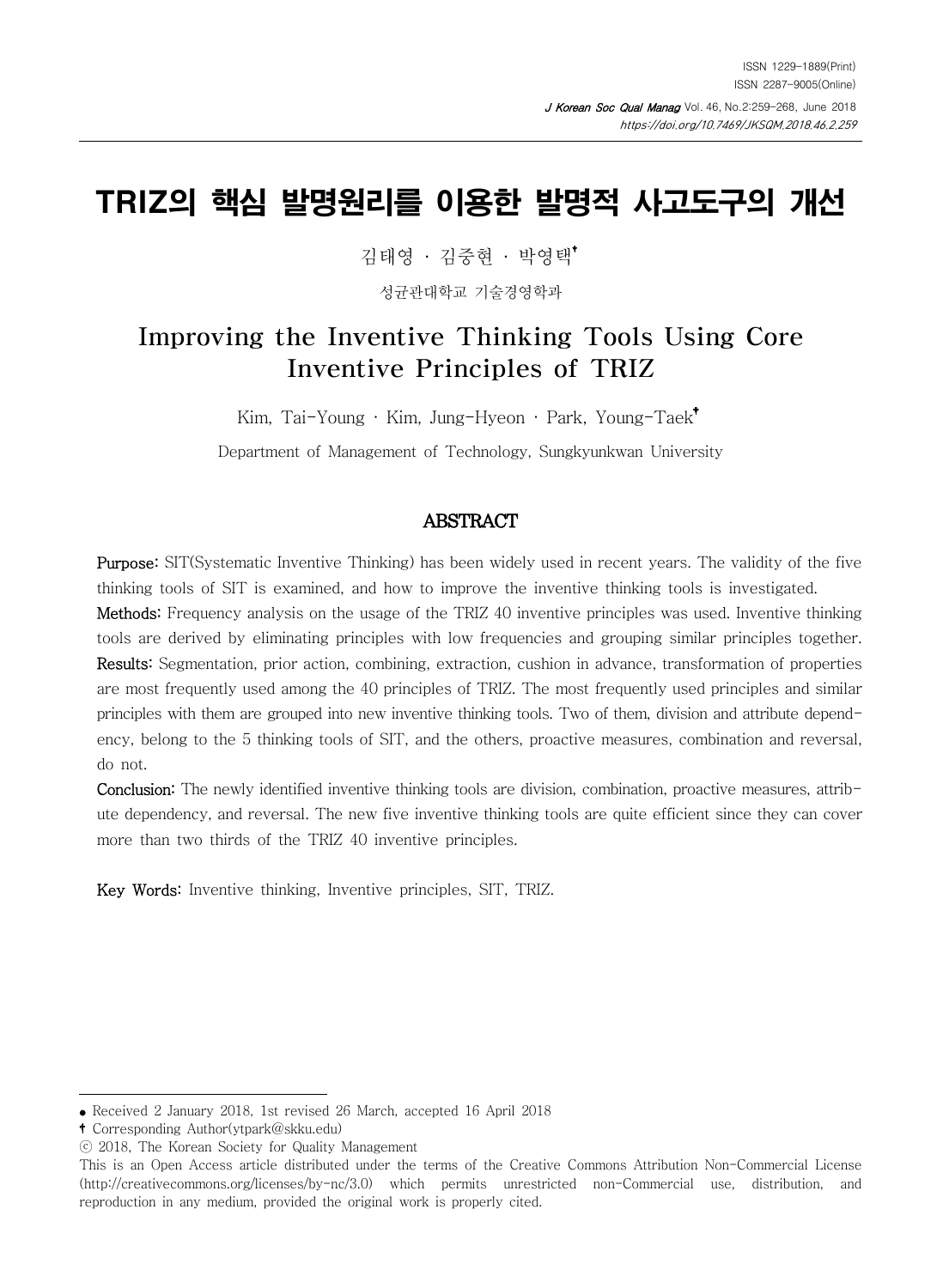# TRIZ의 핵심 발명원리를 이용한 발명적 사고도구의 개선

김태영 · 김중현 · 박영택†

성균관대학교 기술경영학과

## Improving the Inventive Thinking Tools Using Core Inventive Principles of TRIZ

Kim, Tai-Young · Kim, Jung-Hyeon · Park, Young-Taek†

Department of Management of Technology, Sungkyunkwan University

### ABSTRACT

**Purpose:** SIT(Systematic Inventive Thinking) has been widely used in recent years. The validity of the five thinking tools of SIT is examined, and how to improve the inventive thinking tools is investigated.

**Methods:** Frequency analysis on the usage of the TRIZ 40 inventive principles was used. Inventive thinking tools are derived by eliminating principles with low frequencies and grouping similar principles together.

**Results:** Segmentation, prior action, combining, extraction, cushion in advance, transformation of properties are most frequently used among the 40 principles of TRIZ. The most frequently used principles and similar principles with them are grouped into new inventive thinking tools. Two of them, division and attribute dependency, belong to the 5 thinking tools of SIT, and the others, proactive measures, combination and reversal, do not.

**Conclusion:** The newly identified inventive thinking tools are division, combination, proactive measures, attribute dependency, and reversal. The new five inventive thinking tools are quite efficient since they can cover more than two thirds of the TRIZ 40 inventive principles.

**Key Words:** Inventive thinking, Inventive principles, SIT, TRIZ.

---

- Received 2 January 2018, 1st revised 26 March, accepted 16 April 2018

† Corresponding Author(ytpark@skku.edu)

ⓒ 2018, The Korean Society for Quality Management

This is an Open Access article distributed under the terms of the Creative Commons Attribution Non-Commercial License (http://creativecommons.org/licenses/by-nc/3.0) which permits unrestricted non-Commercial use, distribution, and reproduction in any medium, provided the original work is properly cited.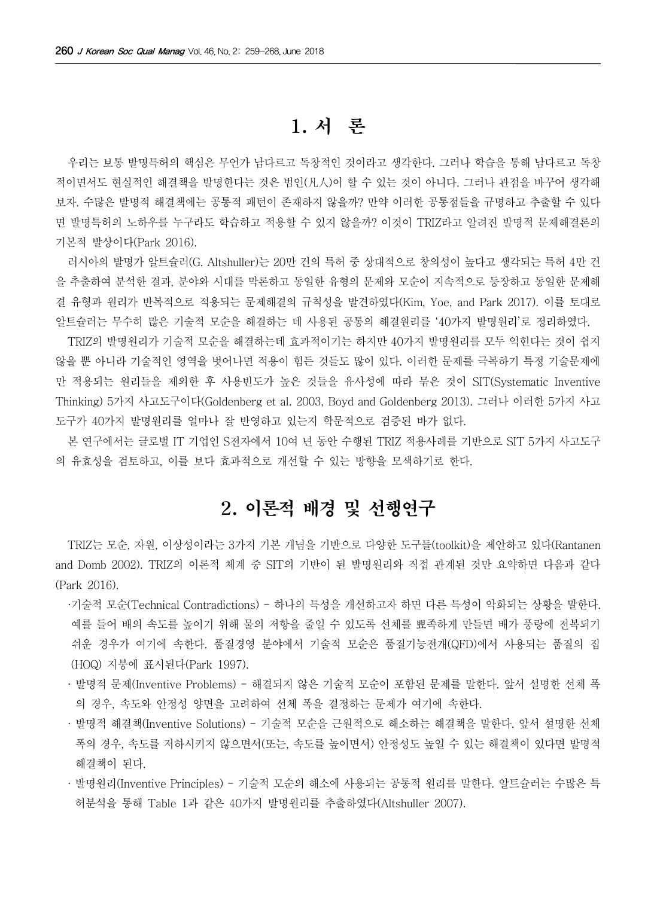# 1. 서 론

우리는 보통 발명특허의 핵심은 무언가 남다르고 독창적인 것이라고 생각한다. 그러나 학습을 통해 남다르고 독창적이면서도 현실적인 해결책을 발명한다는 것은 범인(凡人)이 할 수 있는 것이 아니다. 그러나 관점을 바꾸어 생각해보자. 수많은 발명적 해결책에는 공통적 패턴이 존재하지 않을까? 만약 이러한 공통점들을 규명하고 추출할 수 있다면 발명특허의 노하우를 누구라도 학습하고 적용할 수 있지 않을까? 이것이 TRIZ라고 알려진 발명적 문제해결론의 기본적 발상이다(Park 2016).

러시아의 발명가 알트슐러(G. Altshuller)는 20만 건의 특허 중 상대적으로 창의성이 높다고 생각되는 특허 4만 건을 추출하여 분석한 결과, 분야와 시대를 막론하고 동일한 유형의 문제와 모순이 지속적으로 등장하고 동일한 문제해결 유형과 원리가 반복적으로 적용되는 문제해결의 규칙성을 발견하였다(Kim, Yoe, and Park 2017). 이를 토대로 알트슐러는 무수히 많은 기술적 모순을 해결하는 데 사용된 공통의 해결원리를 '40가지 발명원리'로 정리하였다.

TRIZ의 발명원리가 기술적 모순을 해결하는데 효과적이기는 하지만 40가지 발명원리를 모두 익힌다는 것이 쉽지 않을 뿐 아니라 기술적인 영역을 벗어나면 적용이 힘든 것들도 많이 있다. 이러한 문제를 극복하기 특정 기술문제에만 적용되는 원리들을 제외한 후 사용빈도가 높은 것들을 유사성에 따라 묶은 것이 SIT(Systematic Inventive Thinking) 5가지 사고도구이다(Goldenberg et al. 2003, Boyd and Goldenberg 2013). 그러나 이러한 5가지 사고도구가 40가지 발명원리를 얼마나 잘 반영하고 있는지 학문적으로 검증된 바가 없다.

본 연구에서는 글로벌 IT 기업인 S전자에서 10여 년 동안 수행된 TRIZ 적용사례를 기반으로 SIT 5가지 사고도구의 유효성을 검토하고, 이를 보다 효과적으로 개선할 수 있는 방향을 모색하기로 한다.

# 2. 이론적 배경 및 선행연구

TRIZ는 모순, 자원, 이상성이라는 3가지 기본 개념을 기반으로 다양한 도구들(toolkit)을 제안하고 있다(Rantanen and Domb 2002). TRIZ의 이론적 체계 중 SIT의 기반이 된 발명원리와 직접 관계된 것만 요약하면 다음과 같다(Park 2016).

- 기술적 모순(Technical Contradictions) - 하나의 특성을 개선하고자 하면 다른 특성이 악화되는 상황을 말한다. 예를 들어 배의 속도를 높이기 위해 물의 저항을 줄일 수 있도록 선체를 뾰족하게 만들면 배가 풍랑에 전복되기 쉬운 경우가 여기에 속한다. 품질경영 분야에서 기술적 모순은 품질기능전개(QFD)에서 사용되는 품질의 집(HOQ) 지붕에 표시된다(Park 1997).
- 발명적 문제(Inventive Problems) - 해결되지 않은 기술적 모순이 포함된 문제를 말한다. 앞서 설명한 선체 폭의 경우, 속도와 안정성 양면을 고려하여 선체 폭을 결정하는 문제가 여기에 속한다.
- 발명적 해결책(Inventive Solutions) - 기술적 모순을 근원적으로 해소하는 해결책을 말한다. 앞서 설명한 선체 폭의 경우, 속도를 저하시키지 않으면서(또는, 속도를 높이면서) 안정성도 높일 수 있는 해결책이 있다면 발명적 해결책이 된다.
- 발명원리(Inventive Principles) - 기술적 모순의 해소에 사용되는 공통적 원리를 말한다. 알트슐러는 수많은 특허분석을 통해 Table 1과 같은 40가지 발명원리를 추출하였다(Altshuller 2007).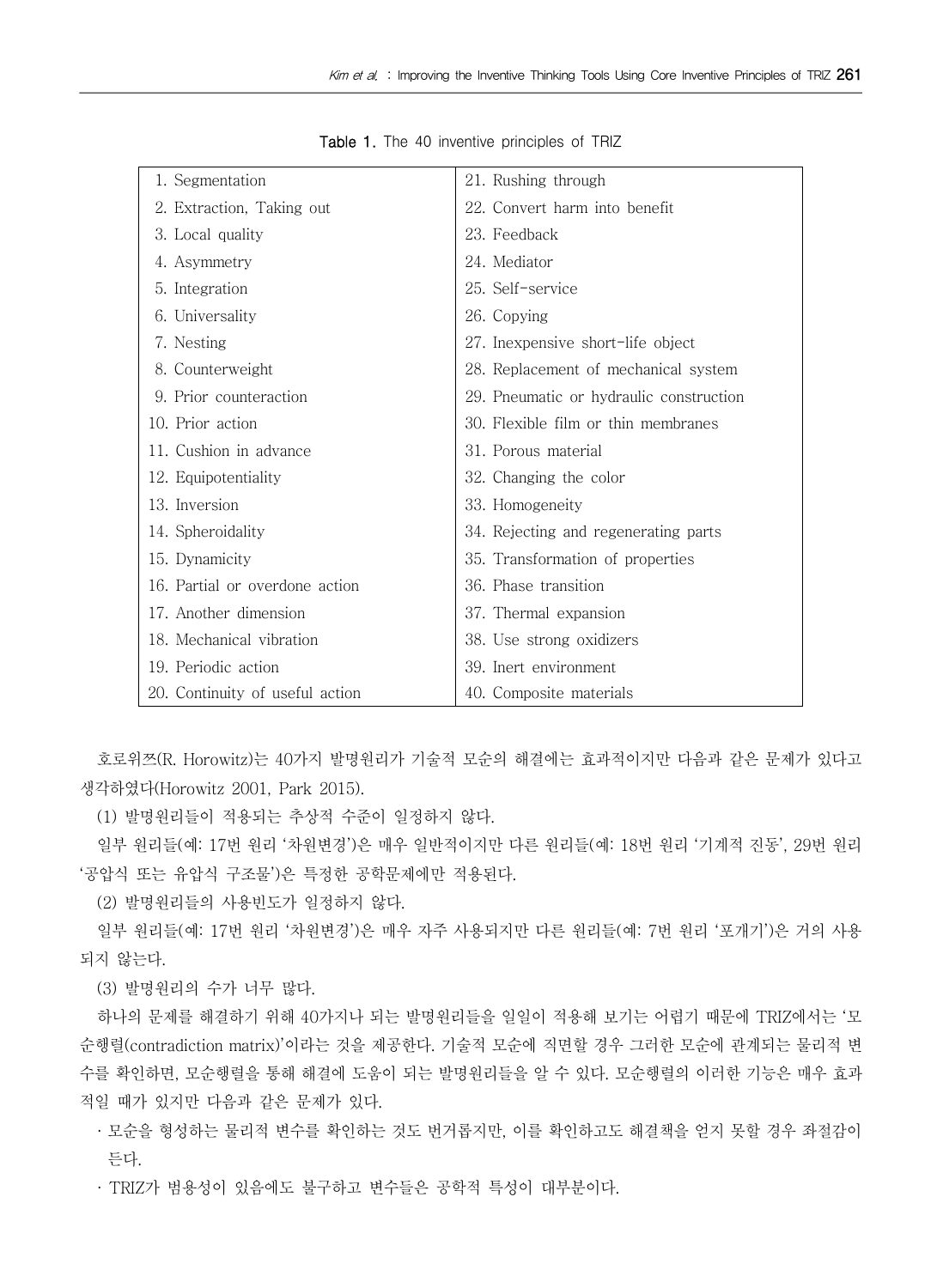Table 1. The 40 inventive principles of TRIZ

| | |
|---|---|
| 1. Segmentation | 21. Rushing through |
| 2. Extraction, Taking out | 22. Convert harm into benefit |
| 3. Local quality | 23. Feedback |
| 4. Asymmetry | 24. Mediator |
| 5. Integration | 25. Self-service |
| 6. Universality | 26. Copying |
| 7. Nesting | 27. Inexpensive short-life object |
| 8. Counterweight | 28. Replacement of mechanical system |
| 9. Prior counteraction | 29. Pneumatic or hydraulic construction |
| 10. Prior action | 30. Flexible film or thin membranes |
| 11. Cushion in advance | 31. Porous material |
| 12. Equipotentiality | 32. Changing the color |
| 13. Inversion | 33. Homogeneity |
| 14. Spheroidality | 34. Rejecting and regenerating parts |
| 15. Dynamicity | 35. Transformation of properties |
| 16. Partial or overdone action | 36. Phase transition |
| 17. Another dimension | 37. Thermal expansion |
| 18. Mechanical vibration | 38. Use strong oxidizers |
| 19. Periodic action | 39. Inert environment |
| 20. Continuity of useful action | 40. Composite materials |

호로위쯔(R. Horowitz)는 40가지 발명원리가 기술적 모순의 해결에는 효과적이지만 다음과 같은 문제가 있다고 생각하였다(Horowitz 2001, Park 2015).

(1) 발명원리들이 적용되는 추상적 수준이 일정하지 않다.

일부 원리들(예: 17번 원리 '차원변경')은 매우 일반적이지만 다른 원리들(예: 18번 원리 '기계적 진동', 29번 원리 '공압식 또는 유압식 구조물')은 특정한 공학문제에만 적용된다.

(2) 발명원리들의 사용빈도가 일정하지 않다.

일부 원리들(예: 17번 원리 '차원변경')은 매우 자주 사용되지만 다른 원리들(예: 7번 원리 '포개기')은 거의 사용되지 않는다.

(3) 발명원리의 수가 너무 많다.

하나의 문제를 해결하기 위해 40가지나 되는 발명원리들을 일일이 적용해 보기는 어렵기 때문에 TRIZ에서는 '모순행렬(contradiction matrix)'이라는 것을 제공한다. 기술적 모순에 직면할 경우 그러한 모순에 관계되는 물리적 변수를 확인하면, 모순행렬을 통해 해결에 도움이 되는 발명원리들을 알 수 있다. 모순행렬의 이러한 기능은 매우 효과적일 때가 있지만 다음과 같은 문제가 있다.

- 모순을 형성하는 물리적 변수를 확인하는 것도 번거롭지만, 이를 확인하고도 해결책을 얻지 못할 경우 좌절감이 든다.
- TRIZ가 범용성이 있음에도 불구하고 변수들은 공학적 특성이 대부분이다.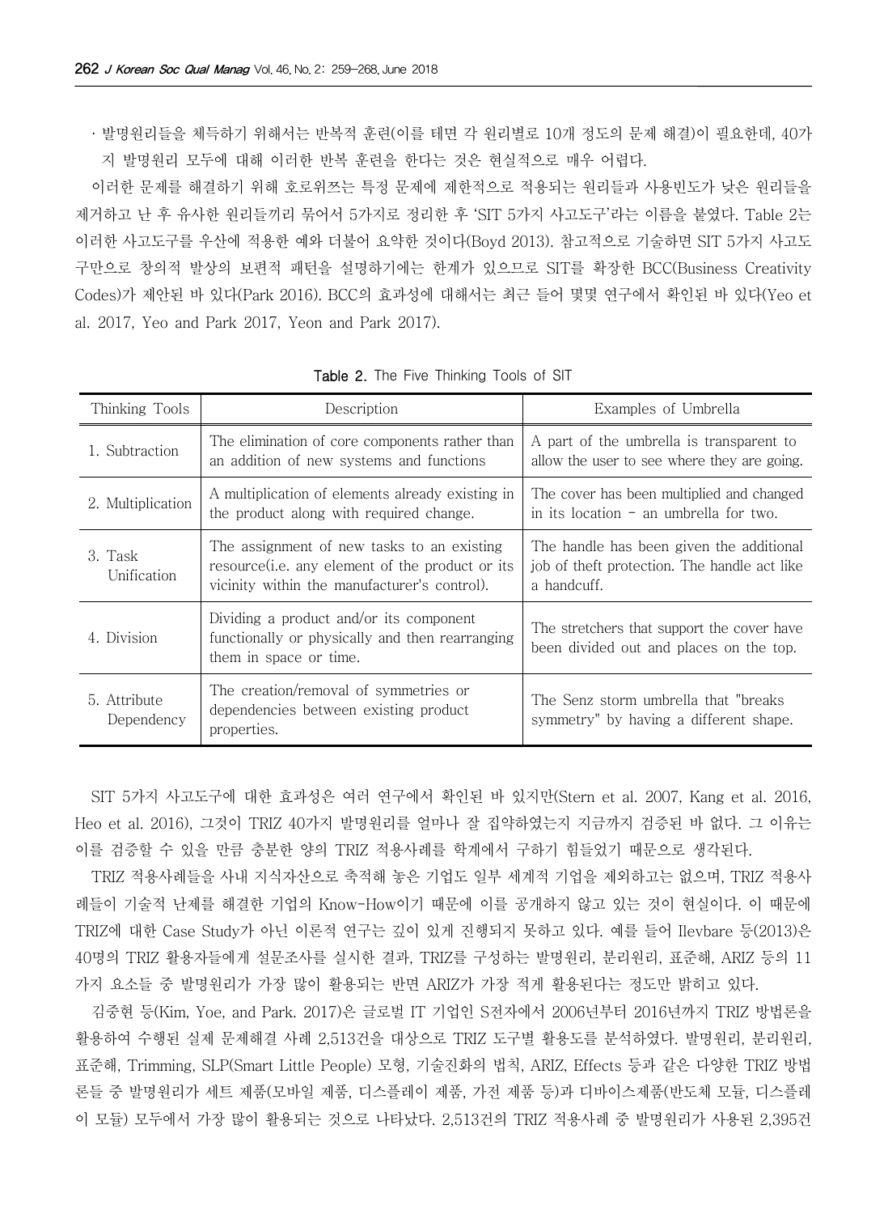· 발명원리들을 체득하기 위해서는 반복적 훈련(이를 테면 각 원리별로 10개 정도의 문제 해결)이 필요한데, 40가지 발명원리 모두에 대해 이러한 반복 훈련을 한다는 것은 현실적으로 매우 어렵다.

이러한 문제를 해결하기 위해 호로위쯔는 특정 문제에 제한적으로 적용되는 원리들과 사용빈도가 낮은 원리들을 제거하고 난 후 유사한 원리들끼리 묶어서 5가지로 정리한 후 'SIT 5가지 사고도구'라는 이름을 붙였다. Table 2는 이러한 사고도구를 우산에 적용한 예와 더불어 요약한 것이다(Boyd 2013). 참고적으로 기술하면 SIT 5가지 사고도구만으로 창의적 발상의 보편적 패턴을 설명하기에는 한계가 있으므로 SIT를 확장한 BCC(Business Creativity Codes)가 제안된 바 있다(Park 2016). BCC의 효과성에 대해서는 최근 들어 몇몇 연구에서 확인된 바 있다(Yeo et al. 2017, Yeo and Park 2017, Yeon and Park 2017).

**Table 2.** The Five Thinking Tools of SIT

| Thinking Tools | Description | Examples of Umbrella |
|---|---|---|
| 1. Subtraction | The elimination of core components rather than an addition of new systems and functions | A part of the umbrella is transparent to allow the user to see where they are going. |
| 2. Multiplication | A multiplication of elements already existing in the product along with required change. | The cover has been multiplied and changed in its location - an umbrella for two. |
| 3. Task Unification | The assignment of new tasks to an existing resource(i.e. any element of the product or its vicinity within the manufacturer's control). | The handle has been given the additional job of theft protection. The handle act like a handcuff. |
| 4. Division | Dividing a product and/or its component functionally or physically and then rearranging them in space or time. | The stretchers that support the cover have been divided out and places on the top. |
| 5. Attribute Dependency | The creation/removal of symmetries or dependencies between existing product properties. | The Senz storm umbrella that "breaks symmetry" by having a different shape. |

SIT 5가지 사고도구에 대한 효과성은 여러 연구에서 확인된 바 있지만(Stern et al. 2007, Kang et al. 2016, Heo et al. 2016), 그것이 TRIZ 40가지 발명원리를 얼마나 잘 집약하였는지 지금까지 검증된 바 없다. 그 이유는 이를 검증할 수 있을 만큼 충분한 양의 TRIZ 적용사례를 학계에서 구하기 힘들었기 때문으로 생각된다.

TRIZ 적용사례들을 사내 지식자산으로 축적해 놓은 기업도 일부 세계적 기업을 제외하고는 없으며, TRIZ 적용사례들이 기술적 난제를 해결한 기업의 Know-How이기 때문에 이를 공개하지 않고 있는 것이 현실이다. 이 때문에 TRIZ에 대한 Case Study가 아닌 이론적 연구는 깊이 있게 진행되지 못하고 있다. 예를 들어 Ilevbare 등(2013)은 40명의 TRIZ 활용자들에게 설문조사를 실시한 결과, TRIZ를 구성하는 발명원리, 분리원리, 표준해, ARIZ 등의 11가지 요소들 중 발명원리가 가장 많이 활용되는 반면 ARIZ가 가장 적게 활용된다는 정도만 밝히고 있다.

김중현 등(Kim, Yoe, and Park. 2017)은 글로벌 IT 기업인 S전자에서 2006년부터 2016년까지 TRIZ 방법론을 활용하여 수행된 실제 문제해결 사례 2,513건을 대상으로 TRIZ 도구별 활용도를 분석하였다. 발명원리, 분리원리, 표준해, Trimming, SLP(Smart Little People) 모형, 기술진화의 법칙, ARIZ, Effects 등과 같은 다양한 TRIZ 방법론들 중 발명원리가 세트 제품(모바일 제품, 디스플레이 제품, 가전 제품 등)과 디바이스제품(반도체 모듈, 디스플레이 모듈) 모두에서 가장 많이 활용되는 것으로 나타났다. 2,513건의 TRIZ 적용사례 중 발명원리가 사용된 2,395건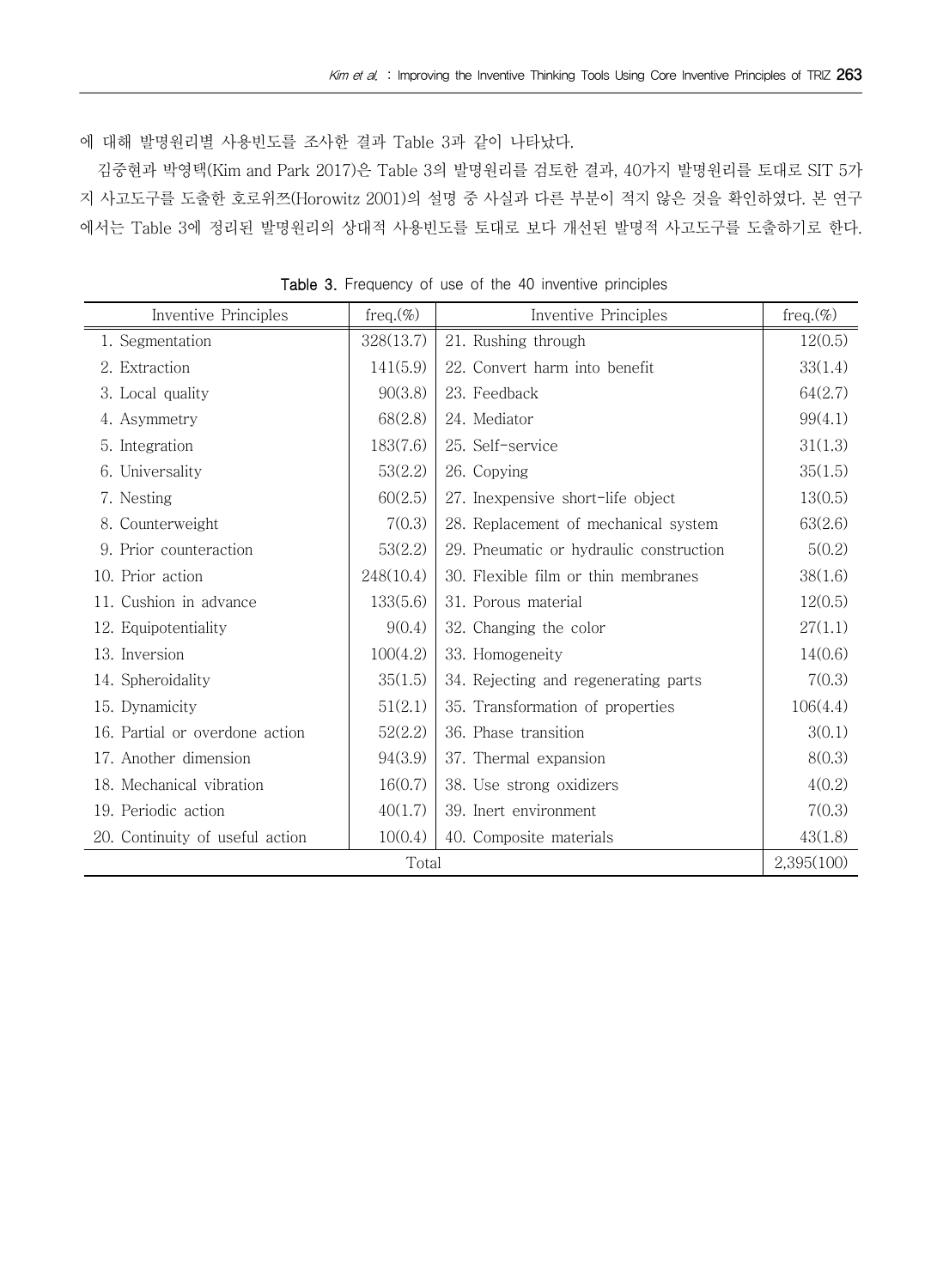에 대해 발명원리별 사용빈도를 조사한 결과 Table 3과 같이 나타났다.

김중현과 박영택(Kim and Park 2017)은 Table 3의 발명원리를 검토한 결과, 40가지 발명원리를 토대로 SIT 5가지 사고도구를 도출한 호로위쯔(Horowitz 2001)의 설명 중 사실과 다른 부분이 적지 않은 것을 확인하였다. 본 연구에서는 Table 3에 정리된 발명원리의 상대적 사용빈도를 토대로 보다 개선된 발명적 사고도구를 도출하기로 한다.

**Table 3.** Frequency of use of the 40 inventive principles

| Inventive Principles | freq.(%) | Inventive Principles | freq.(%) |
|---|---|---|---|
| 1. Segmentation | 328(13.7) | 21. Rushing through | 12(0.5) |
| 2. Extraction | 141(5.9) | 22. Convert harm into benefit | 33(1.4) |
| 3. Local quality | 90(3.8) | 23. Feedback | 64(2.7) |
| 4. Asymmetry | 68(2.8) | 24. Mediator | 99(4.1) |
| 5. Integration | 183(7.6) | 25. Self-service | 31(1.3) |
| 6. Universality | 53(2.2) | 26. Copying | 35(1.5) |
| 7. Nesting | 60(2.5) | 27. Inexpensive short-life object | 13(0.5) |
| 8. Counterweight | 7(0.3) | 28. Replacement of mechanical system | 63(2.6) |
| 9. Prior counteraction | 53(2.2) | 29. Pneumatic or hydraulic construction | 5(0.2) |
| 10. Prior action | 248(10.4) | 30. Flexible film or thin membranes | 38(1.6) |
| 11. Cushion in advance | 133(5.6) | 31. Porous material | 12(0.5) |
| 12. Equipotentiality | 9(0.4) | 32. Changing the color | 27(1.1) |
| 13. Inversion | 100(4.2) | 33. Homogeneity | 14(0.6) |
| 14. Spheroidality | 35(1.5) | 34. Rejecting and regenerating parts | 7(0.3) |
| 15. Dynamicity | 51(2.1) | 35. Transformation of properties | 106(4.4) |
| 16. Partial or overdone action | 52(2.2) | 36. Phase transition | 3(0.1) |
| 17. Another dimension | 94(3.9) | 37. Thermal expansion | 8(0.3) |
| 18. Mechanical vibration | 16(0.7) | 38. Use strong oxidizers | 4(0.2) |
| 19. Periodic action | 40(1.7) | 39. Inert environment | 7(0.3) |
| 20. Continuity of useful action | 10(0.4) | 40. Composite materials | 43(1.8) |
| Total | | | 2,395(100) |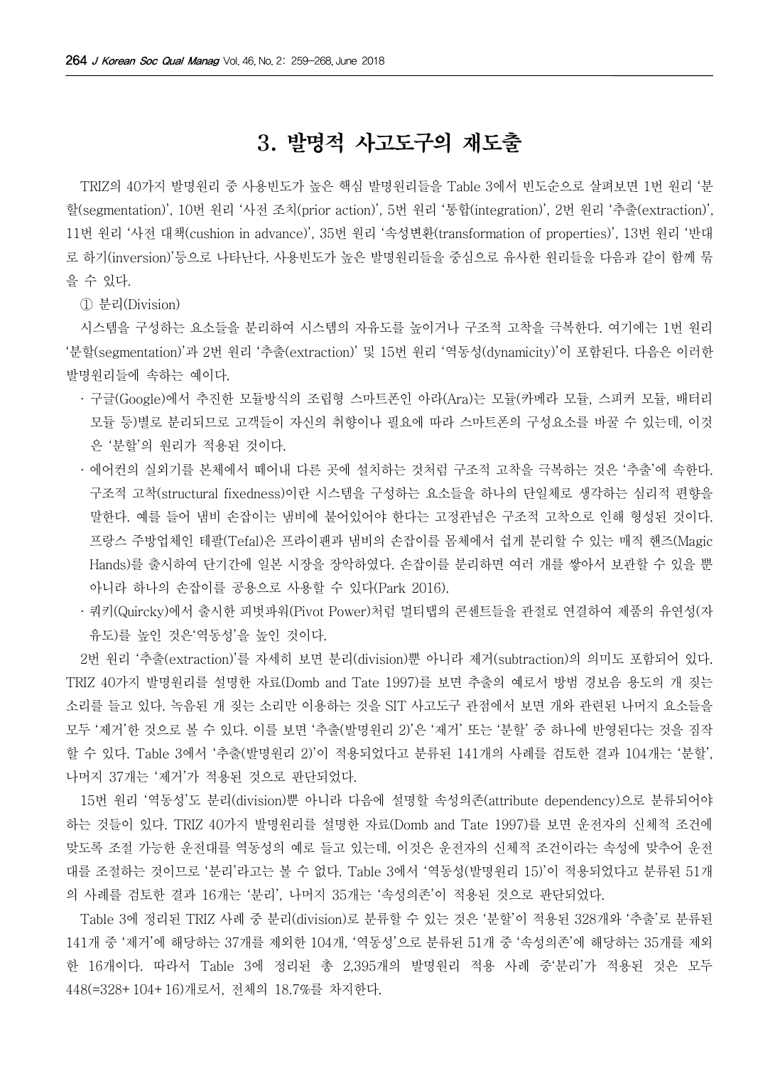# 3. 발명적 사고도구의 재도출

TRIZ의 40가지 발명원리 중 사용빈도가 높은 핵심 발명원리들을 Table 3에서 빈도순으로 살펴보면 1번 원리 '분할(segmentation)', 10번 원리 '사전 조치(prior action)', 5번 원리 '통합(integration)', 2번 원리 '추출(extraction)', 11번 원리 '사전 대책(cushion in advance)', 35번 원리 '속성변환(transformation of properties)', 13번 원리 '반대로 하기(inversion)'등으로 나타난다. 사용빈도가 높은 발명원리들을 중심으로 유사한 원리들을 다음과 같이 함께 묶을 수 있다.

① 분리(Division)

시스템을 구성하는 요소들을 분리하여 시스템의 자유도를 높이거나 구조적 고착을 극복한다. 여기에는 1번 원리 '분할(segmentation)'과 2번 원리 '추출(extraction)' 및 15번 원리 '역동성(dynamicity)'이 포함된다. 다음은 이러한 발명원리들에 속하는 예이다.

- 구글(Google)에서 추진한 모듈방식의 조립형 스마트폰인 아라(Ara)는 모듈(카메라 모듈, 스피커 모듈, 배터리 모듈 등)별로 분리되므로 고객들이 자신의 취향이나 필요에 따라 스마트폰의 구성요소를 바꿀 수 있는데, 이것은 '분할'의 원리가 적용된 것이다.
- 에어컨의 실외기를 본체에서 떼어내 다른 곳에 설치하는 것처럼 구조적 고착을 극복하는 것은 '추출'에 속한다. 구조적 고착(structural fixedness)이란 시스템을 구성하는 요소들을 하나의 단일체로 생각하는 심리적 편향을 말한다. 예를 들어 냄비 손잡이는 냄비에 붙어있어야 한다는 고정관념은 구조적 고착으로 인해 형성된 것이다. 프랑스 주방업체인 테팔(Tefal)은 프라이팬과 냄비의 손잡이를 몸체에서 쉽게 분리할 수 있는 매직 핸즈(Magic Hands)를 출시하여 단기간에 일본 시장을 장악하였다. 손잡이를 분리하면 여러 개를 쌓아서 보관할 수 있을 뿐 아니라 하나의 손잡이를 공용으로 사용할 수 있다(Park 2016).
- 쿼키(Quircky)에서 출시한 피벗파워(Pivot Power)처럼 멀티탭의 콘센트들을 관절로 연결하여 제품의 유연성(자유도)를 높인 것은'역동성'을 높인 것이다.

2번 원리 '추출(extraction)'를 자세히 보면 분리(division)뿐 아니라 제거(subtraction)의 의미도 포함되어 있다. TRIZ 40가지 발명원리를 설명한 자료(Domb and Tate 1997)를 보면 추출의 예로서 방범 경보음 용도의 개 짖는 소리를 들고 있다. 녹음된 개 짖는 소리만 이용하는 것을 SIT 사고도구 관점에서 보면 개와 관련된 나머지 요소들을 모두 '제거'한 것으로 볼 수 있다. 이를 보면 '추출(발명원리 2)'은 '제거' 또는 '분할' 중 하나에 반영된다는 것을 짐작할 수 있다. Table 3에서 '추출(발명원리 2)'이 적용되었다고 분류된 141개의 사례를 검토한 결과 104개는 '분할', 나머지 37개는 '제거'가 적용된 것으로 판단되었다.

15번 원리 '역동성'도 분리(division)뿐 아니라 다음에 설명할 속성의존(attribute dependency)으로 분류되어야 하는 것들이 있다. TRIZ 40가지 발명원리를 설명한 자료(Domb and Tate 1997)를 보면 운전자의 신체적 조건에 맞도록 조절 가능한 운전대를 역동성의 예로 들고 있는데, 이것은 운전자의 신체적 조건이라는 속성에 맞추어 운전대를 조절하는 것이므로 '분리'라고는 볼 수 없다. Table 3에서 '역동성(발명원리 15)'이 적용되었다고 분류된 51개의 사례를 검토한 결과 16개는 '분리', 나머지 35개는 '속성의존'이 적용된 것으로 판단되었다.

Table 3에 정리된 TRIZ 사례 중 분리(division)로 분류할 수 있는 것은 '분할'이 적용된 328개와 '추출'로 분류된 141개 중 '제거'에 해당하는 37개를 제외한 104개, '역동성'으로 분류된 51개 중 '속성의존'에 해당하는 35개를 제외한 16개이다. 따라서 Table 3에 정리된 총 2,395개의 발명원리 적용 사례 중'분리'가 적용된 것은 모두 448(=328+104+16)개로서, 전체의 18.7%를 차지한다.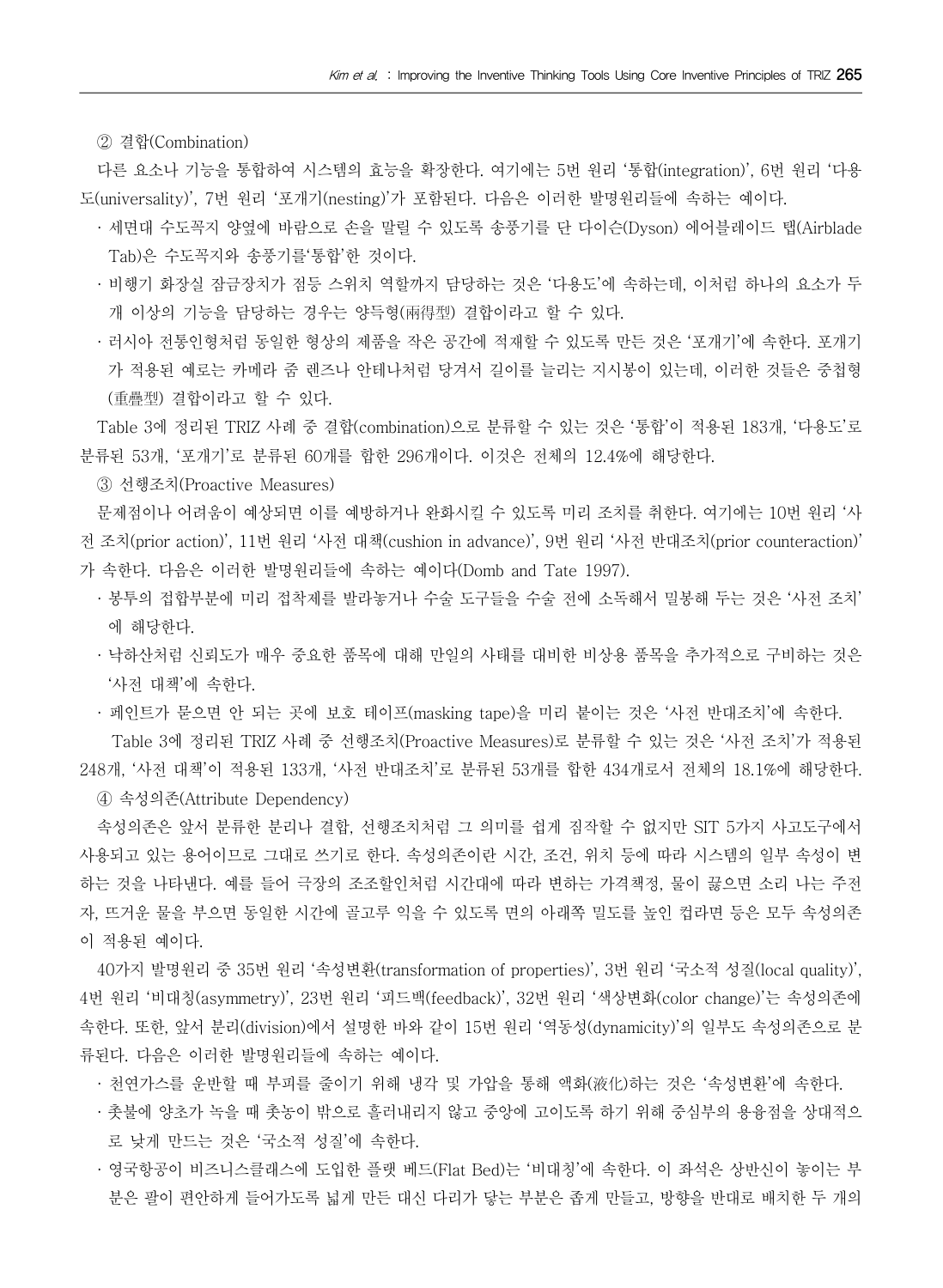② 결합(Combination)

다른 요소나 기능을 통합하여 시스템의 효능을 확장한다. 여기에는 5번 원리 '통합(integration)', 6번 원리 '다용도(universality)', 7번 원리 '포개기(nesting)'가 포함된다. 다음은 이러한 발명원리들에 속하는 예이다.

- 세면대 수도꼭지 양옆에 바람으로 손을 말릴 수 있도록 송풍기를 단 다이슨(Dyson) 에어블레이드 탭(Airblade Tab)은 수도꼭지와 송풍기를'통합'한 것이다.
- 비행기 화장실 잠금장치가 점등 스위치 역할까지 담당하는 것은 '다용도'에 속하는데, 이처럼 하나의 요소가 두 개 이상의 기능을 담당하는 경우는 양득형(兩得型) 결합이라고 할 수 있다.
- 러시아 전통인형처럼 동일한 형상의 제품을 작은 공간에 적재할 수 있도록 만든 것은 '포개기'에 속한다. 포개기가 적용된 예로는 카메라 줌 렌즈나 안테나처럼 당겨서 길이를 늘리는 지시봉이 있는데, 이러한 것들은 중첩형(重疊型) 결합이라고 할 수 있다.

Table 3에 정리된 TRIZ 사례 중 결합(combination)으로 분류할 수 있는 것은 '통합'이 적용된 183개, '다용도'로 분류된 53개, '포개기'로 분류된 60개를 합한 296개이다. 이것은 전체의 12.4%에 해당한다.

③ 선행조치(Proactive Measures)

문제점이나 어려움이 예상되면 이를 예방하거나 완화시킬 수 있도록 미리 조치를 취한다. 여기에는 10번 원리 '사전 조치(prior action)', 11번 원리 '사전 대책(cushion in advance)', 9번 원리 '사전 반대조치(prior counteraction)'가 속한다. 다음은 이러한 발명원리들에 속하는 예이다(Domb and Tate 1997).

- 봉투의 접합부분에 미리 접착제를 발라놓거나 수술 도구들을 수술 전에 소독해서 밀봉해 두는 것은 '사전 조치'에 해당한다.
- 낙하산처럼 신뢰도가 매우 중요한 품목에 대해 만일의 사태를 대비한 비상용 품목을 추가적으로 구비하는 것은 '사전 대책'에 속한다.
- 페인트가 묻으면 안 되는 곳에 보호 테이프(masking tape)을 미리 붙이는 것은 '사전 반대조치'에 속한다.

Table 3에 정리된 TRIZ 사례 중 선행조치(Proactive Measures)로 분류할 수 있는 것은 '사전 조치'가 적용된 248개, '사전 대책'이 적용된 133개, '사전 반대조치'로 분류된 53개를 합한 434개로서 전체의 18.1%에 해당한다.

④ 속성의존(Attribute Dependency)

속성의존은 앞서 분류한 분리나 결합, 선행조치처럼 그 의미를 쉽게 짐작할 수 없지만 SIT 5가지 사고도구에서 사용되고 있는 용어이므로 그대로 쓰기로 한다. 속성의존이란 시간, 조건, 위치 등에 따라 시스템의 일부 속성이 변하는 것을 나타낸다. 예를 들어 극장의 조조할인처럼 시간대에 따라 변하는 가격책정, 물이 끓으면 소리 나는 주전자, 뜨거운 물을 부으면 동일한 시간에 골고루 익을 수 있도록 면의 아래쪽 밀도를 높인 컵라면 등은 모두 속성의존이 적용된 예이다.

40가지 발명원리 중 35번 원리 '속성변환(transformation of properties)', 3번 원리 '국소적 성질(local quality)', 4번 원리 '비대칭(asymmetry)', 23번 원리 '피드백(feedback)', 32번 원리 '색상변화(color change)'는 속성의존에 속한다. 또한, 앞서 분리(division)에서 설명한 바와 같이 15번 원리 '역동성(dynamicity)'의 일부도 속성의존으로 분류된다. 다음은 이러한 발명원리들에 속하는 예이다.

- 천연가스를 운반할 때 부피를 줄이기 위해 냉각 및 가압을 통해 액화(液化)하는 것은 '속성변환'에 속한다.
- 촛불에 양초가 녹을 때 촛농이 밖으로 흘러내리지 않고 중앙에 고이도록 하기 위해 중심부의 용융점을 상대적으로 낮게 만드는 것은 '국소적 성질'에 속한다.
- 영국항공이 비즈니스클래스에 도입한 플랫 베드(Flat Bed)는 '비대칭'에 속한다. 이 좌석은 상반신이 놓이는 부분은 팔이 편안하게 들어가도록 넓게 만든 대신 다리가 닿는 부분은 좁게 만들고, 방향을 반대로 배치한 두 개의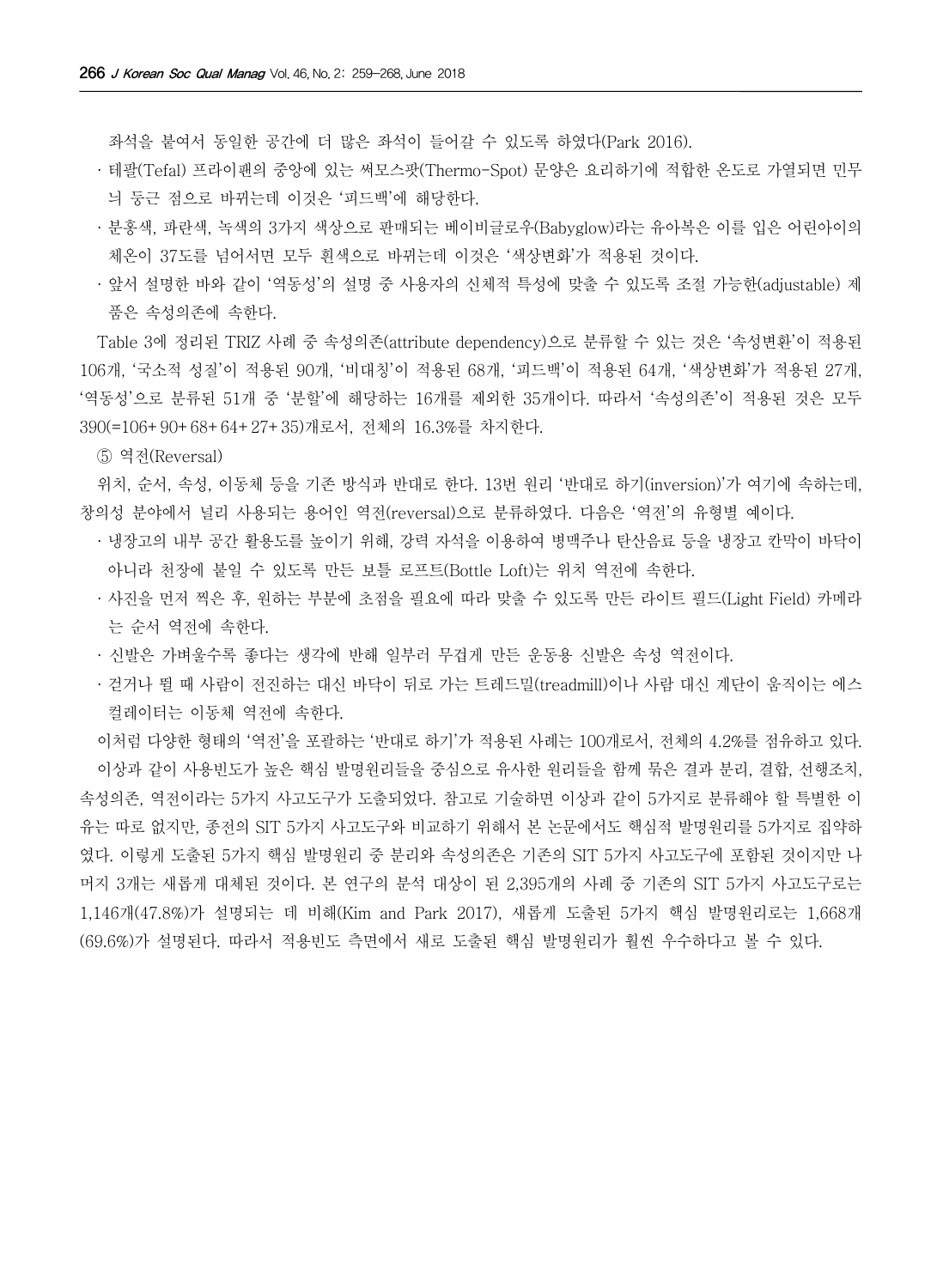좌석을 붙여서 동일한 공간에 더 많은 좌석이 들어갈 수 있도록 하였다(Park 2016).

- 테팔(Tefal) 프라이팬의 중앙에 있는 써모스팟(Thermo-Spot) 문양은 요리하기에 적합한 온도로 가열되면 민무늬 둥근 점으로 바뀌는데 이것은 '피드백'에 해당한다.
- 분홍색, 파란색, 녹색의 3가지 색상으로 판매되는 베이비글로우(Babyglow)라는 유아복은 이를 입은 어린아이의 체온이 37도를 넘어서면 모두 흰색으로 바뀌는데 이것은 '색상변화'가 적용된 것이다.
- 앞서 설명한 바와 같이 '역동성'의 설명 중 사용자의 신체적 특성에 맞출 수 있도록 조절 가능한(adjustable) 제품은 속성의존에 속한다.

Table 3에 정리된 TRIZ 사례 중 속성의존(attribute dependency)으로 분류할 수 있는 것은 '속성변환'이 적용된 106개, '국소적 성질'이 적용된 90개, '비대칭'이 적용된 68개, '피드백'이 적용된 64개, '색상변화'가 적용된 27개, '역동성'으로 분류된 51개 중 '분할'에 해당하는 16개를 제외한 35개이다. 따라서 '속성의존'이 적용된 것은 모두 390(=106+90+68+64+27+35)개로서, 전체의 16.3%를 차지한다.

⑤ 역전(Reversal)

위치, 순서, 속성, 이동체 등을 기존 방식과 반대로 한다. 13번 원리 '반대로 하기(inversion)'가 여기에 속하는데, 창의성 분야에서 널리 사용되는 용어인 역전(reversal)으로 분류하였다. 다음은 '역전'의 유형별 예이다.

- 냉장고의 내부 공간 활용도를 높이기 위해, 강력 자석을 이용하여 병맥주나 탄산음료 등을 냉장고 칸막이 바닥이 아니라 천장에 붙일 수 있도록 만든 보틀 로프트(Bottle Loft)는 위치 역전에 속한다.
- 사진을 먼저 찍은 후, 원하는 부분에 초점을 필요에 따라 맞출 수 있도록 만든 라이트 필드(Light Field) 카메라는 순서 역전에 속한다.
- 신발은 가벼울수록 좋다는 생각에 반해 일부러 무겁게 만든 운동용 신발은 속성 역전이다.
- 걷거나 뛸 때 사람이 전진하는 대신 바닥이 뒤로 가는 트레드밀(treadmill)이나 사람 대신 계단이 움직이는 에스컬레이터는 이동체 역전에 속한다.

이처럼 다양한 형태의 '역전'을 포괄하는 '반대로 하기'가 적용된 사례는 100개로서, 전체의 4.2%를 점유하고 있다.

이상과 같이 사용빈도가 높은 핵심 발명원리들을 중심으로 유사한 원리들을 함께 묶은 결과 분리, 결합, 선행조치, 속성의존, 역전이라는 5가지 사고도구가 도출되었다. 참고로 기술하면 이상과 같이 5가지로 분류해야 할 특별한 이유는 따로 없지만, 종전의 SIT 5가지 사고도구와 비교하기 위해서 본 논문에서도 핵심적 발명원리를 5가지로 집약하였다. 이렇게 도출된 5가지 핵심 발명원리 중 분리와 속성의존은 기존의 SIT 5가지 사고도구에 포함된 것이지만 나머지 3개는 새롭게 대체된 것이다. 본 연구의 분석 대상이 된 2,395개의 사례 중 기존의 SIT 5가지 사고도구로는 1,146개(47.8%)가 설명되는 데 비해(Kim and Park 2017), 새롭게 도출된 5가지 핵심 발명원리로는 1,668개(69.6%)가 설명된다. 따라서 적용빈도 측면에서 새로 도출된 핵심 발명원리가 훨씬 우수하다고 볼 수 있다.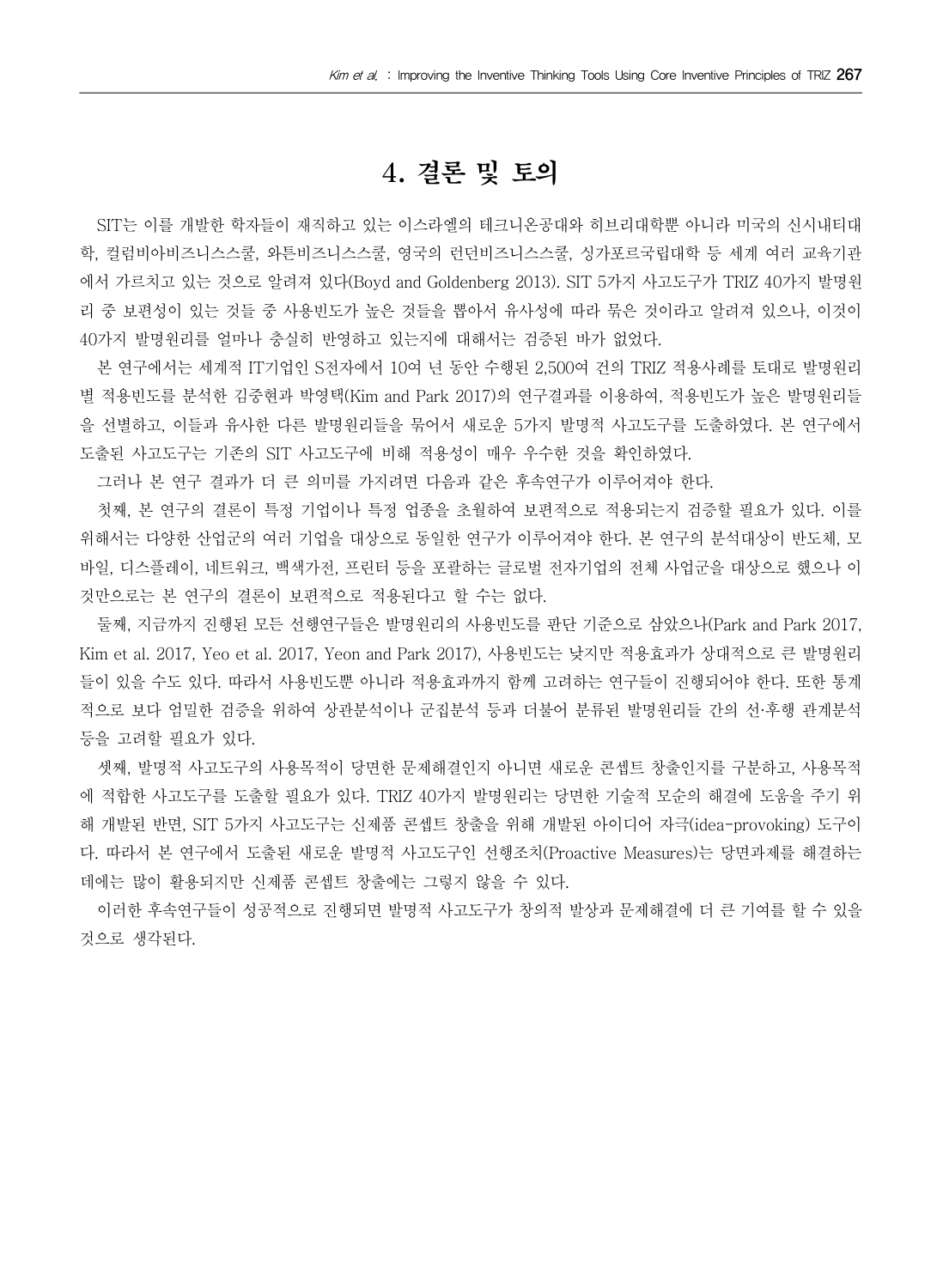# 4. 결론 및 토의

SIT는 이를 개발한 학자들이 재직하고 있는 이스라엘의 테크니온공대와 히브리대학뿐 아니라 미국의 신시내티대학, 컬럼비아비즈니스스쿨, 와튼비즈니스스쿨, 영국의 런던비즈니스스쿨, 싱가포르국립대학 등 세계 여러 교육기관에서 가르치고 있는 것으로 알려져 있다(Boyd and Goldenberg 2013). SIT 5가지 사고도구가 TRIZ 40가지 발명원리 중 보편성이 있는 것들 중 사용빈도가 높은 것들을 뽑아서 유사성에 따라 묶은 것이라고 알려져 있으나, 이것이 40가지 발명원리를 얼마나 충실히 반영하고 있는지에 대해서는 검증된 바가 없었다.

본 연구에서는 세계적 IT기업인 S전자에서 10여 년 동안 수행된 2,500여 건의 TRIZ 적용사례를 토대로 발명원리별 적용빈도를 분석한 김중현과 박영택(Kim and Park 2017)의 연구결과를 이용하여, 적용빈도가 높은 발명원리들을 선별하고, 이들과 유사한 다른 발명원리들을 묶어서 새로운 5가지 발명적 사고도구를 도출하였다. 본 연구에서 도출된 사고도구는 기존의 SIT 사고도구에 비해 적용성이 매우 우수한 것을 확인하였다.

그러나 본 연구 결과가 더 큰 의미를 가지려면 다음과 같은 후속연구가 이루어져야 한다.

첫째, 본 연구의 결론이 특정 기업이나 특정 업종을 초월하여 보편적으로 적용되는지 검증할 필요가 있다. 이를 위해서는 다양한 산업군의 여러 기업을 대상으로 동일한 연구가 이루어져야 한다. 본 연구의 분석대상이 반도체, 모바일, 디스플레이, 네트워크, 백색가전, 프린터 등을 포괄하는 글로벌 전자기업의 전체 사업군을 대상으로 했으나 이것만으로는 본 연구의 결론이 보편적으로 적용된다고 할 수는 없다.

둘째, 지금까지 진행된 모든 선행연구들은 발명원리의 사용빈도를 판단 기준으로 삼았으나(Park and Park 2017, Kim et al. 2017, Yeo et al. 2017, Yeon and Park 2017), 사용빈도는 낮지만 적용효과가 상대적으로 큰 발명원리들이 있을 수도 있다. 따라서 사용빈도뿐 아니라 적용효과까지 함께 고려하는 연구들이 진행되어야 한다. 또한 통계적으로 보다 엄밀한 검증을 위하여 상관분석이나 군집분석 등과 더불어 분류된 발명원리들 간의 선·후행 관계분석 등을 고려할 필요가 있다.

셋째, 발명적 사고도구의 사용목적이 당면한 문제해결인지 아니면 새로운 콘셉트 창출인지를 구분하고, 사용목적에 적합한 사고도구를 도출할 필요가 있다. TRIZ 40가지 발명원리는 당면한 기술적 모순의 해결에 도움을 주기 위해 개발된 반면, SIT 5가지 사고도구는 신제품 콘셉트 창출을 위해 개발된 아이디어 자극(idea-provoking) 도구이다. 따라서 본 연구에서 도출된 새로운 발명적 사고도구인 선행조치(Proactive Measures)는 당면과제를 해결하는 데에는 많이 활용되지만 신제품 콘셉트 창출에는 그렇지 않을 수 있다.

이러한 후속연구들이 성공적으로 진행되면 발명적 사고도구가 창의적 발상과 문제해결에 더 큰 기여를 할 수 있을 것으로 생각된다.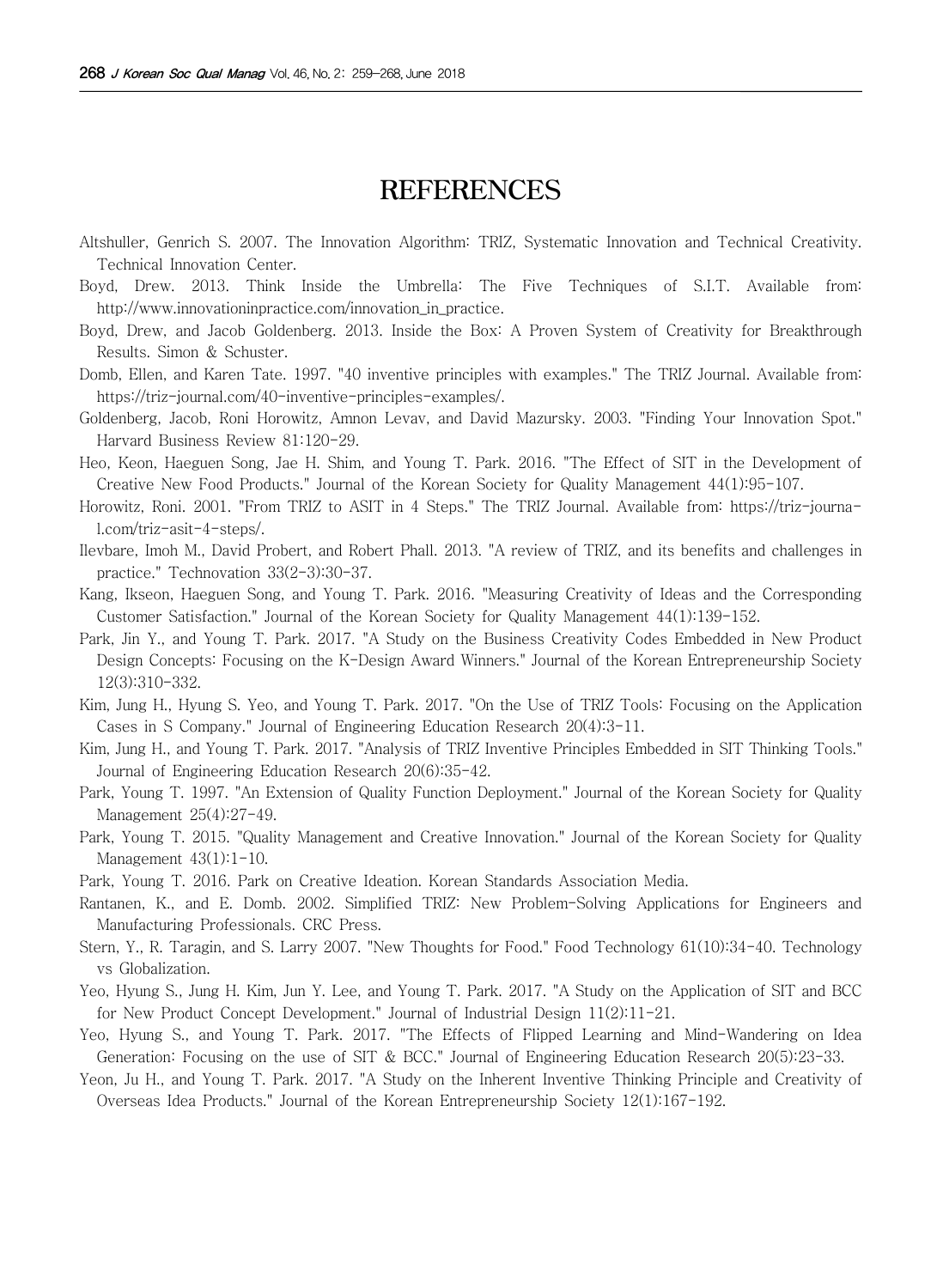# REFERENCES

Altshuller, Genrich S. 2007. The Innovation Algorithm: TRIZ, Systematic Innovation and Technical Creativity. Technical Innovation Center.

Boyd, Drew. 2013. Think Inside the Umbrella: The Five Techniques of S.I.T. Available from: http://www.innovationinpractice.com/innovation_in_practice.

Boyd, Drew, and Jacob Goldenberg. 2013. Inside the Box: A Proven System of Creativity for Breakthrough Results. Simon & Schuster.

Domb, Ellen, and Karen Tate. 1997. "40 inventive principles with examples." The TRIZ Journal. Available from: https://triz-journal.com/40-inventive-principles-examples/.

Goldenberg, Jacob, Roni Horowitz, Amnon Levav, and David Mazursky. 2003. "Finding Your Innovation Spot." Harvard Business Review 81:120-29.

Heo, Keon, Haeguen Song, Jae H. Shim, and Young T. Park. 2016. "The Effect of SIT in the Development of Creative New Food Products." Journal of the Korean Society for Quality Management 44(1):95-107.

Horowitz, Roni. 2001. "From TRIZ to ASIT in 4 Steps." The TRIZ Journal. Available from: https://triz-journal.com/triz-asit-4-steps/.

Ilevbare, Imoh M., David Probert, and Robert Phall. 2013. "A review of TRIZ, and its benefits and challenges in practice." Technovation 33(2-3):30-37.

Kang, Ikseon, Haeguen Song, and Young T. Park. 2016. "Measuring Creativity of Ideas and the Corresponding Customer Satisfaction." Journal of the Korean Society for Quality Management 44(1):139-152.

Park, Jin Y., and Young T. Park. 2017. "A Study on the Business Creativity Codes Embedded in New Product Design Concepts: Focusing on the K-Design Award Winners." Journal of the Korean Entrepreneurship Society 12(3):310-332.

Kim, Jung H., Hyung S. Yeo, and Young T. Park. 2017. "On the Use of TRIZ Tools: Focusing on the Application Cases in S Company." Journal of Engineering Education Research 20(4):3-11.

Kim, Jung H., and Young T. Park. 2017. "Analysis of TRIZ Inventive Principles Embedded in SIT Thinking Tools." Journal of Engineering Education Research 20(6):35-42.

Park, Young T. 1997. "An Extension of Quality Function Deployment." Journal of the Korean Society for Quality Management 25(4):27-49.

Park, Young T. 2015. "Quality Management and Creative Innovation." Journal of the Korean Society for Quality Management 43(1):1-10.

Park, Young T. 2016. Park on Creative Ideation. Korean Standards Association Media.

Rantanen, K., and E. Domb. 2002. Simplified TRIZ: New Problem-Solving Applications for Engineers and Manufacturing Professionals. CRC Press.

Stern, Y., R. Taragin, and S. Larry 2007. "New Thoughts for Food." Food Technology 61(10):34-40. Technology vs Globalization.

Yeo, Hyung S., Jung H. Kim, Jun Y. Lee, and Young T. Park. 2017. "A Study on the Application of SIT and BCC for New Product Concept Development." Journal of Industrial Design 11(2):11-21.

Yeo, Hyung S., and Young T. Park. 2017. "The Effects of Flipped Learning and Mind-Wandering on Idea Generation: Focusing on the use of SIT & BCC." Journal of Engineering Education Research 20(5):23-33.

Yeon, Ju H., and Young T. Park. 2017. "A Study on the Inherent Inventive Thinking Principle and Creativity of Overseas Idea Products." Journal of the Korean Entrepreneurship Society 12(1):167-192.